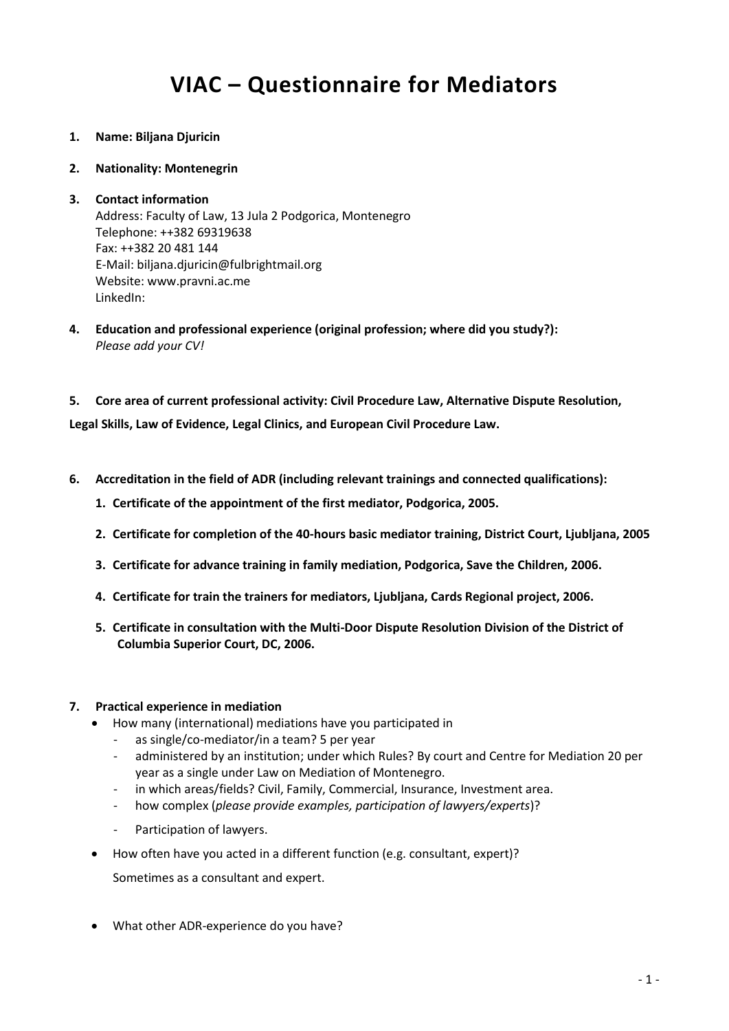# VIAC – Questionnaire for Mediators

1. **Name: Biljana Djuricin**

2. **Nationality: Montenegrin**

3. **Contact information**
   Address: Faculty of Law, 13 Jula 2 Podgorica, Montenegro
   Telephone: ++382 69319638
   Fax: ++382 20 481 144
   E-Mail: biljana.djuricin@fulbrightmail.org
   Website: www.pravni.ac.me
   LinkedIn:

4. **Education and professional experience (original profession; where did you study?):**
   *Please add your CV!*

5. **Core area of current professional activity: Civil Procedure Law, Alternative Dispute Resolution, Legal Skills, Law of Evidence, Legal Clinics, and European Civil Procedure Law.**

6. **Accreditation in the field of ADR (including relevant trainings and connected qualifications):**
   1. **Certificate of the appointment of the first mediator, Podgorica, 2005.**
   2. **Certificate for completion of the 40-hours basic mediator training, District Court, Ljubljana, 2005**
   3. **Certificate for advance training in family mediation, Podgorica, Save the Children, 2006.**
   4. **Certificate for train the trainers for mediators, Ljubljana, Cards Regional project, 2006.**
   5. **Certificate in consultation with the Multi-Door Dispute Resolution Division of the District of Columbia Superior Court, DC, 2006.**

7. **Practical experience in mediation**
   - How many (international) mediations have you participated in
     - as single/co-mediator/in a team? 5 per year
     - administered by an institution; under which Rules? By court and Centre for Mediation 20 per year as a single under Law on Mediation of Montenegro.
     - in which areas/fields? Civil, Family, Commercial, Insurance, Investment area.
     - how complex (*please provide examples, participation of lawyers/experts*)?
     - Participation of lawyers.
   - How often have you acted in a different function (e.g. consultant, expert)?

     Sometimes as a consultant and expert.

   - What other ADR-experience do you have?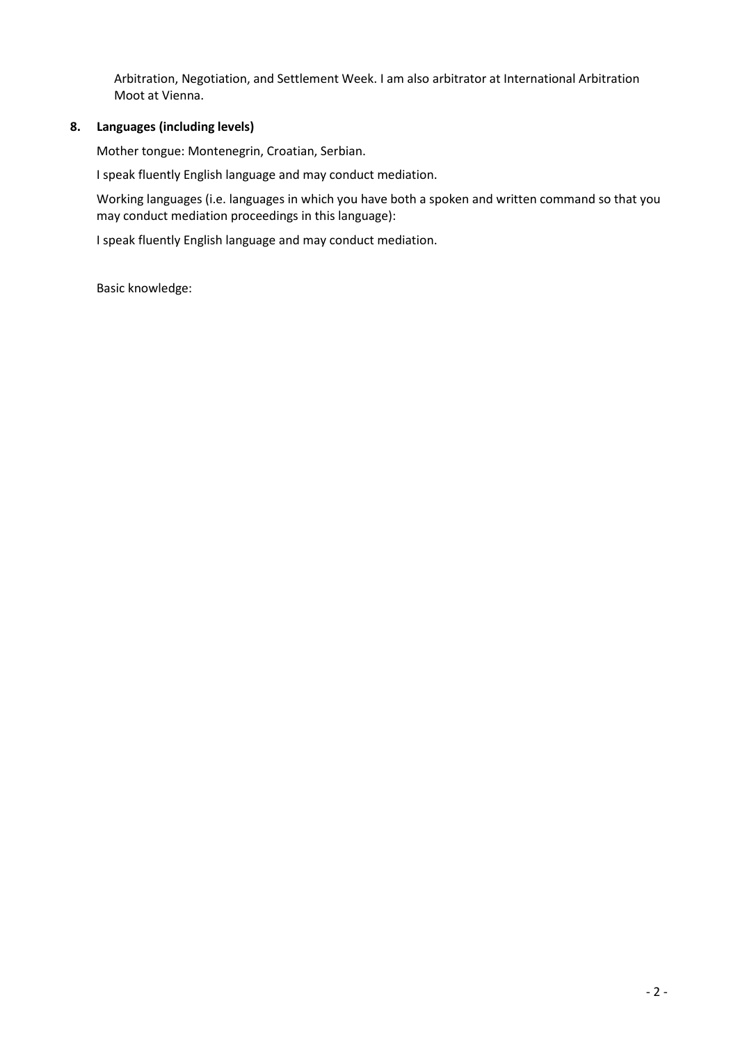Arbitration, Negotiation, and Settlement Week. I am also arbitrator at International Arbitration Moot at Vienna.

**8. Languages (including levels)**

Mother tongue: Montenegrin, Croatian, Serbian.

I speak fluently English language and may conduct mediation.

Working languages (i.e. languages in which you have both a spoken and written command so that you may conduct mediation proceedings in this language):

I speak fluently English language and may conduct mediation.

Basic knowledge: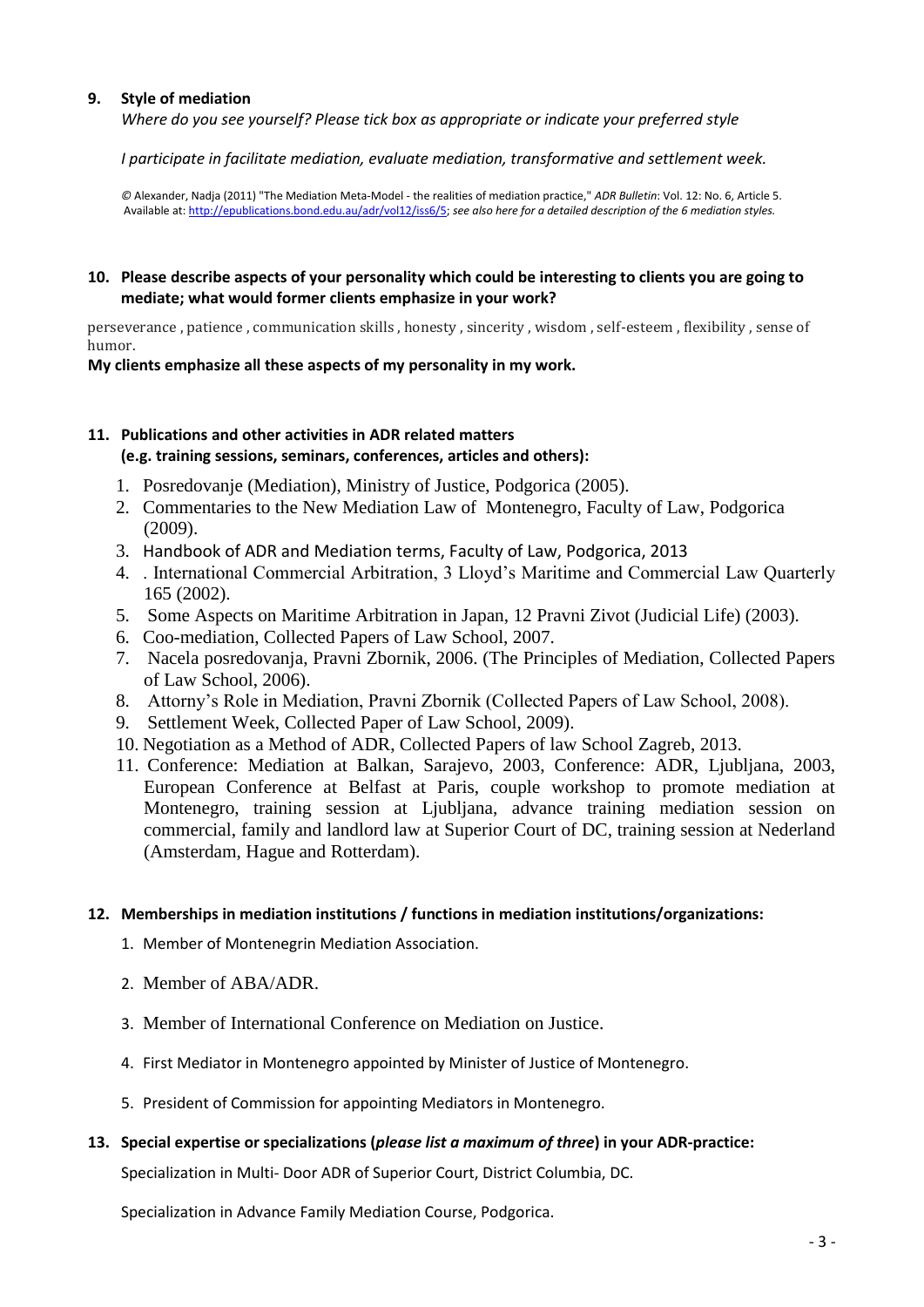**9. Style of mediation**

*Where do you see yourself? Please tick box as appropriate or indicate your preferred style*

*I participate in facilitate mediation, evaluate mediation, transformative and settlement week.*

© Alexander, Nadja (2011) "The Mediation Meta-Model - the realities of mediation practice," *ADR Bulletin*: Vol. 12: No. 6, Article 5. Available at: http://epublications.bond.edu.au/adr/vol12/iss6/5; *see also here for a detailed description of the 6 mediation styles.*

**10. Please describe aspects of your personality which could be interesting to clients you are going to mediate; what would former clients emphasize in your work?**

perseverance , patience , communication skills , honesty , sincerity , wisdom , self-esteem , flexibility , sense of humor.

**My clients emphasize all these aspects of my personality in my work.**

**11. Publications and other activities in ADR related matters (e.g. training sessions, seminars, conferences, articles and others):**

1. Posredovanje (Mediation), Ministry of Justice, Podgorica (2005).
2. Commentaries to the New Mediation Law of Montenegro, Faculty of Law, Podgorica (2009).
3. Handbook of ADR and Mediation terms, Faculty of Law, Podgorica, 2013
4. . International Commercial Arbitration, 3 Lloyd's Maritime and Commercial Law Quarterly 165 (2002).
5. Some Aspects on Maritime Arbitration in Japan, 12 Pravni Zivot (Judicial Life) (2003).
6. Coo-mediation, Collected Papers of Law School, 2007.
7. Nacela posredovanja, Pravni Zbornik, 2006. (The Principles of Mediation, Collected Papers of Law School, 2006).
8. Attorny's Role in Mediation, Pravni Zbornik (Collected Papers of Law School, 2008).
9. Settlement Week, Collected Paper of Law School, 2009).
10. Negotiation as a Method of ADR, Collected Papers of law School Zagreb, 2013.
11. Conference: Mediation at Balkan, Sarajevo, 2003, Conference: ADR, Ljubljana, 2003, European Conference at Belfast at Paris, couple workshop to promote mediation at Montenegro, training session at Ljubljana, advance training mediation session on commercial, family and landlord law at Superior Court of DC, training session at Nederland (Amsterdam, Hague and Rotterdam).

**12. Memberships in mediation institutions / functions in mediation institutions/organizations:**

1. Member of Montenegrin Mediation Association.
2. Member of ABA/ADR.
3. Member of International Conference on Mediation on Justice.
4. First Mediator in Montenegro appointed by Minister of Justice of Montenegro.
5. President of Commission for appointing Mediators in Montenegro.

**13. Special expertise or specializations (*please list a maximum of three*) in your ADR-practice:**

Specialization in Multi- Door ADR of Superior Court, District Columbia, DC.

Specialization in Advance Family Mediation Course, Podgorica.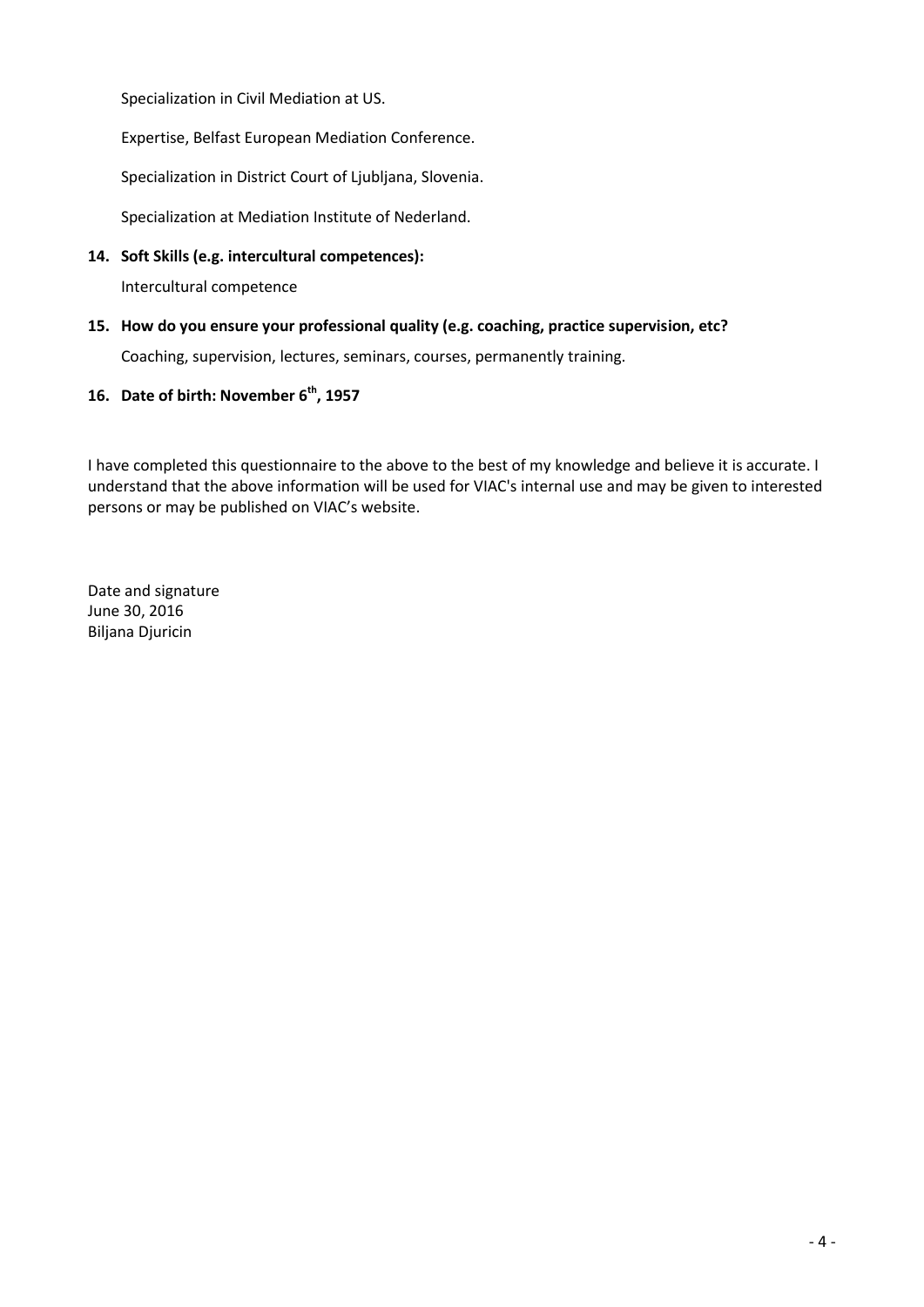Specialization in Civil Mediation at US.

Expertise, Belfast European Mediation Conference.

Specialization in District Court of Ljubljana, Slovenia.

Specialization at Mediation Institute of Nederland.

**14. Soft Skills (e.g. intercultural competences):**

Intercultural competence

**15. How do you ensure your professional quality (e.g. coaching, practice supervision, etc?**

Coaching, supervision, lectures, seminars, courses, permanently training.

**16. Date of birth: November 6th, 1957**

I have completed this questionnaire to the above to the best of my knowledge and believe it is accurate. I understand that the above information will be used for VIAC's internal use and may be given to interested persons or may be published on VIAC's website.

Date and signature
June 30, 2016
Biljana Djuricin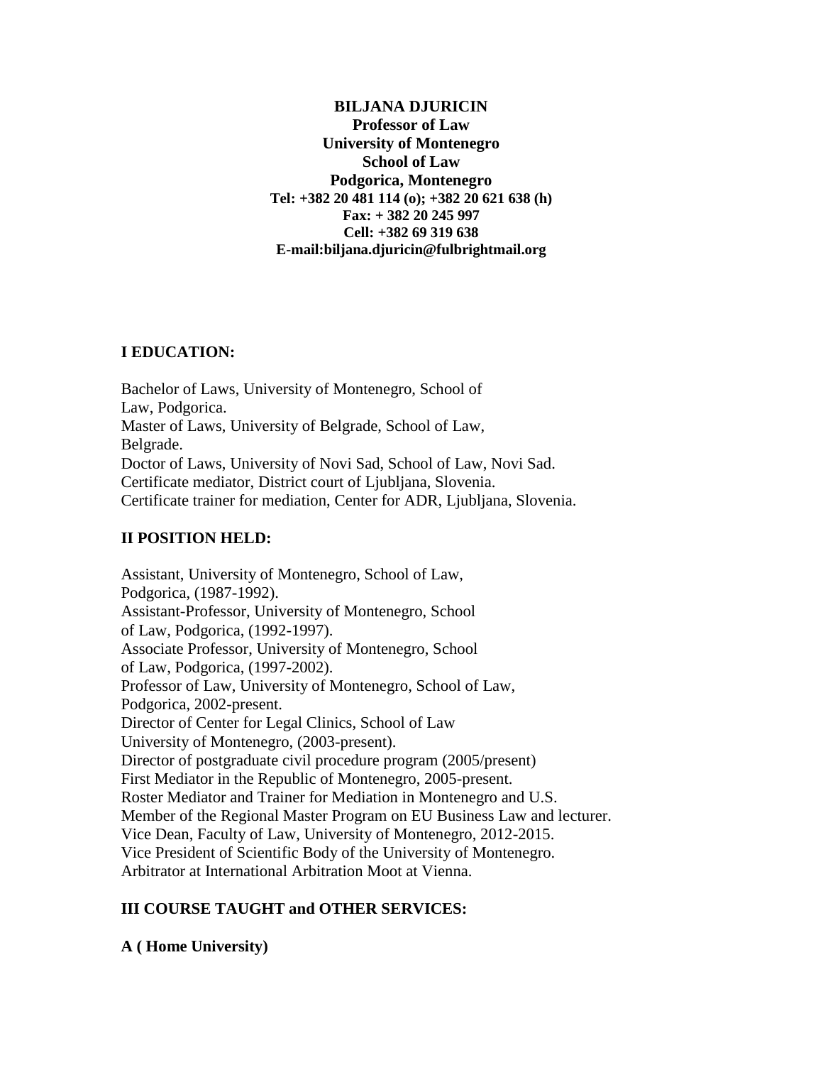**BILJANA DJURICIN**
**Professor of Law**
**University of Montenegro**
**School of Law**
**Podgorica, Montenegro**
**Tel: +382 20 481 114 (o); +382 20 621 638 (h)**
**Fax: + 382 20 245 997**
**Cell: +382 69 319 638**
**E-mail:biljana.djuricin@fulbrightmail.org**

## I EDUCATION:

Bachelor of Laws, University of Montenegro, School of Law, Podgorica.
Master of Laws, University of Belgrade, School of Law, Belgrade.
Doctor of Laws, University of Novi Sad, School of Law, Novi Sad.
Certificate mediator, District court of Ljubljana, Slovenia.
Certificate trainer for mediation, Center for ADR, Ljubljana, Slovenia.

## II POSITION HELD:

Assistant, University of Montenegro, School of Law, Podgorica, (1987-1992).
Assistant-Professor, University of Montenegro, School of Law, Podgorica, (1992-1997).
Associate Professor, University of Montenegro, School of Law, Podgorica, (1997-2002).
Professor of Law, University of Montenegro, School of Law, Podgorica, 2002-present.
Director of Center for Legal Clinics, School of Law University of Montenegro, (2003-present).
Director of postgraduate civil procedure program (2005/present)
First Mediator in the Republic of Montenegro, 2005-present.
Roster Mediator and Trainer for Mediation in Montenegro and U.S.
Member of the Regional Master Program on EU Business Law and lecturer.
Vice Dean, Faculty of Law, University of Montenegro, 2012-2015.
Vice President of Scientific Body of the University of Montenegro.
Arbitrator at International Arbitration Moot at Vienna.

## III COURSE TAUGHT and OTHER SERVICES:

### A ( Home University)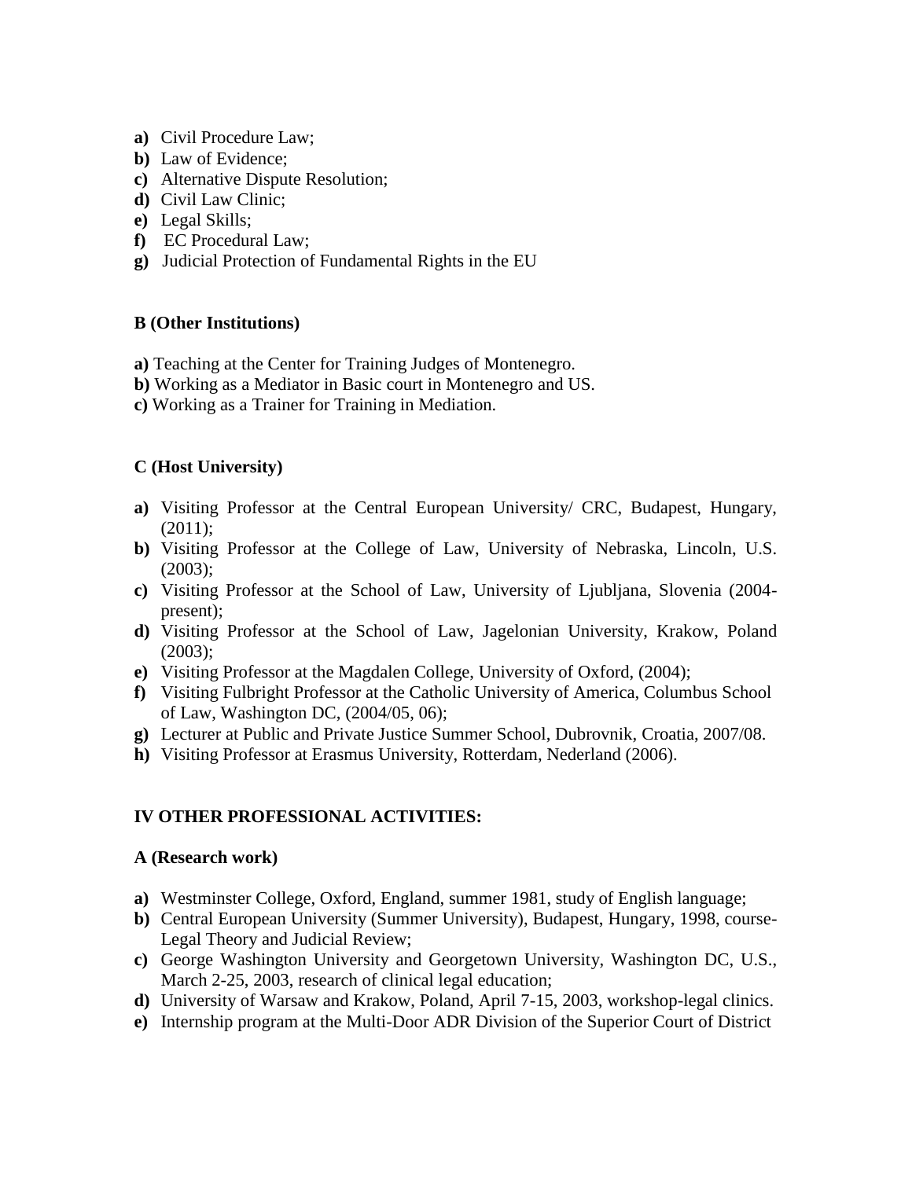- **a)** Civil Procedure Law;
- **b)** Law of Evidence;
- **c)** Alternative Dispute Resolution;
- **d)** Civil Law Clinic;
- **e)** Legal Skills;
- **f)** EC Procedural Law;
- **g)** Judicial Protection of Fundamental Rights in the EU

**B (Other Institutions)**

- **a)** Teaching at the Center for Training Judges of Montenegro.
- **b)** Working as a Mediator in Basic court in Montenegro and US.
- **c)** Working as a Trainer for Training in Mediation.

**C (Host University)**

- **a)** Visiting Professor at the Central European University/ CRC, Budapest, Hungary, (2011);
- **b)** Visiting Professor at the College of Law, University of Nebraska, Lincoln, U.S. (2003);
- **c)** Visiting Professor at the School of Law, University of Ljubljana, Slovenia (2004-present);
- **d)** Visiting Professor at the School of Law, Jagelonian University, Krakow, Poland (2003);
- **e)** Visiting Professor at the Magdalen College, University of Oxford, (2004);
- **f)** Visiting Fulbright Professor at the Catholic University of America, Columbus School of Law, Washington DC, (2004/05, 06);
- **g)** Lecturer at Public and Private Justice Summer School, Dubrovnik, Croatia, 2007/08.
- **h)** Visiting Professor at Erasmus University, Rotterdam, Nederland (2006).

**IV OTHER PROFESSIONAL ACTIVITIES:**

**A (Research work)**

- **a)** Westminster College, Oxford, England, summer 1981, study of English language;
- **b)** Central European University (Summer University), Budapest, Hungary, 1998, course-Legal Theory and Judicial Review;
- **c)** George Washington University and Georgetown University, Washington DC, U.S., March 2-25, 2003, research of clinical legal education;
- **d)** University of Warsaw and Krakow, Poland, April 7-15, 2003, workshop-legal clinics.
- **e)** Internship program at the Multi-Door ADR Division of the Superior Court of District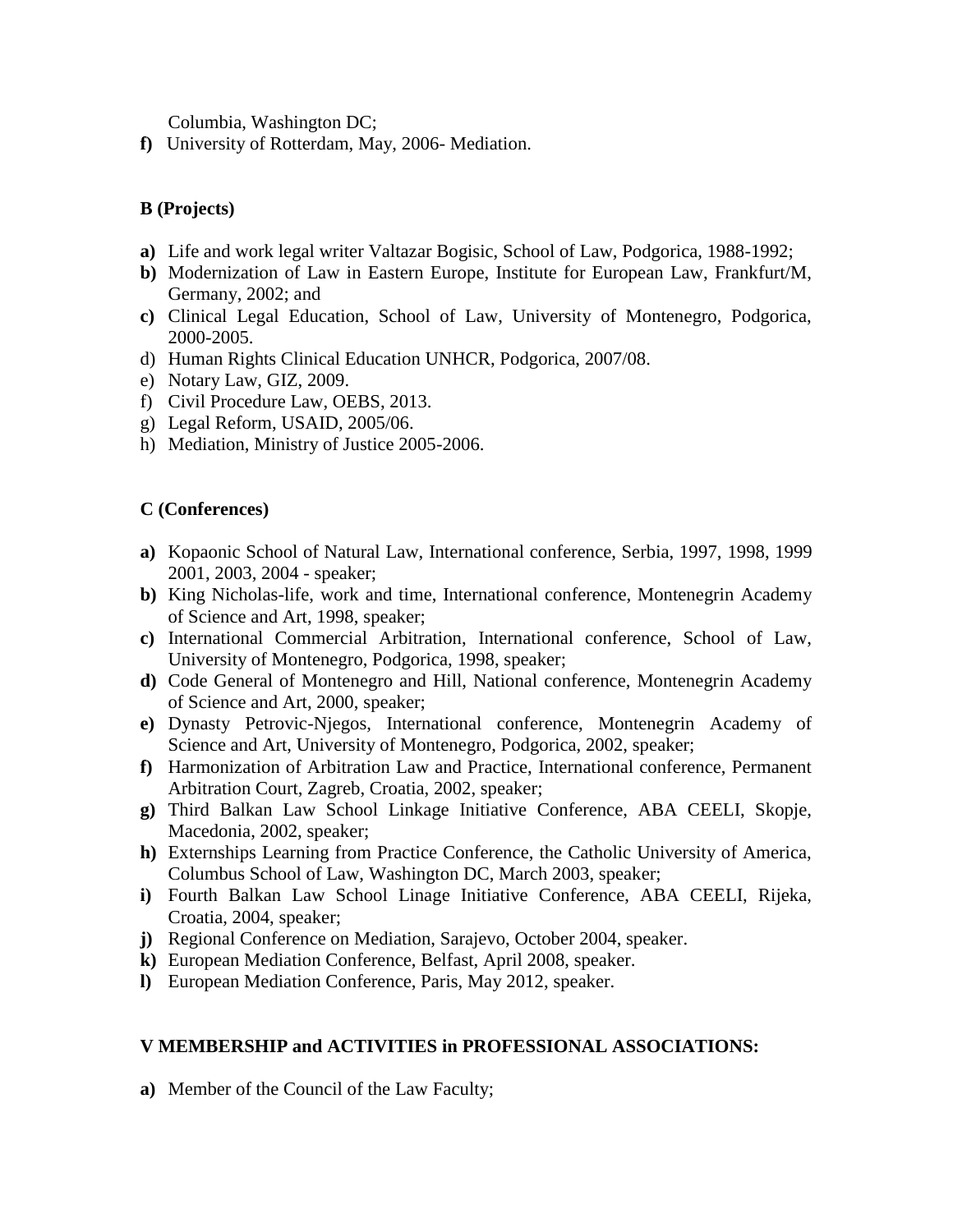Columbia, Washington DC;

**f)** University of Rotterdam, May, 2006- Mediation.

**B (Projects)**

**a)** Life and work legal writer Valtazar Bogisic, School of Law, Podgorica, 1988-1992;
**b)** Modernization of Law in Eastern Europe, Institute for European Law, Frankfurt/M, Germany, 2002; and
**c)** Clinical Legal Education, School of Law, University of Montenegro, Podgorica, 2000-2005.
d) Human Rights Clinical Education UNHCR, Podgorica, 2007/08.
e) Notary Law, GIZ, 2009.
f) Civil Procedure Law, OEBS, 2013.
g) Legal Reform, USAID, 2005/06.
h) Mediation, Ministry of Justice 2005-2006.

**C (Conferences)**

**a)** Kopaonic School of Natural Law, International conference, Serbia, 1997, 1998, 1999 2001, 2003, 2004 - speaker;
**b)** King Nicholas-life, work and time, International conference, Montenegrin Academy of Science and Art, 1998, speaker;
**c)** International Commercial Arbitration, International conference, School of Law, University of Montenegro, Podgorica, 1998, speaker;
**d)** Code General of Montenegro and Hill, National conference, Montenegrin Academy of Science and Art, 2000, speaker;
**e)** Dynasty Petrovic-Njegos, International conference, Montenegrin Academy of Science and Art, University of Montenegro, Podgorica, 2002, speaker;
**f)** Harmonization of Arbitration Law and Practice, International conference, Permanent Arbitration Court, Zagreb, Croatia, 2002, speaker;
**g)** Third Balkan Law School Linkage Initiative Conference, ABA CEELI, Skopje, Macedonia, 2002, speaker;
**h)** Externships Learning from Practice Conference, the Catholic University of America, Columbus School of Law, Washington DC, March 2003, speaker;
**i)** Fourth Balkan Law School Linage Initiative Conference, ABA CEELI, Rijeka, Croatia, 2004, speaker;
**j)** Regional Conference on Mediation, Sarajevo, October 2004, speaker.
**k)** European Mediation Conference, Belfast, April 2008, speaker.
**l)** European Mediation Conference, Paris, May 2012, speaker.

**V MEMBERSHIP and ACTIVITIES in PROFESSIONAL ASSOCIATIONS:**

**a)** Member of the Council of the Law Faculty;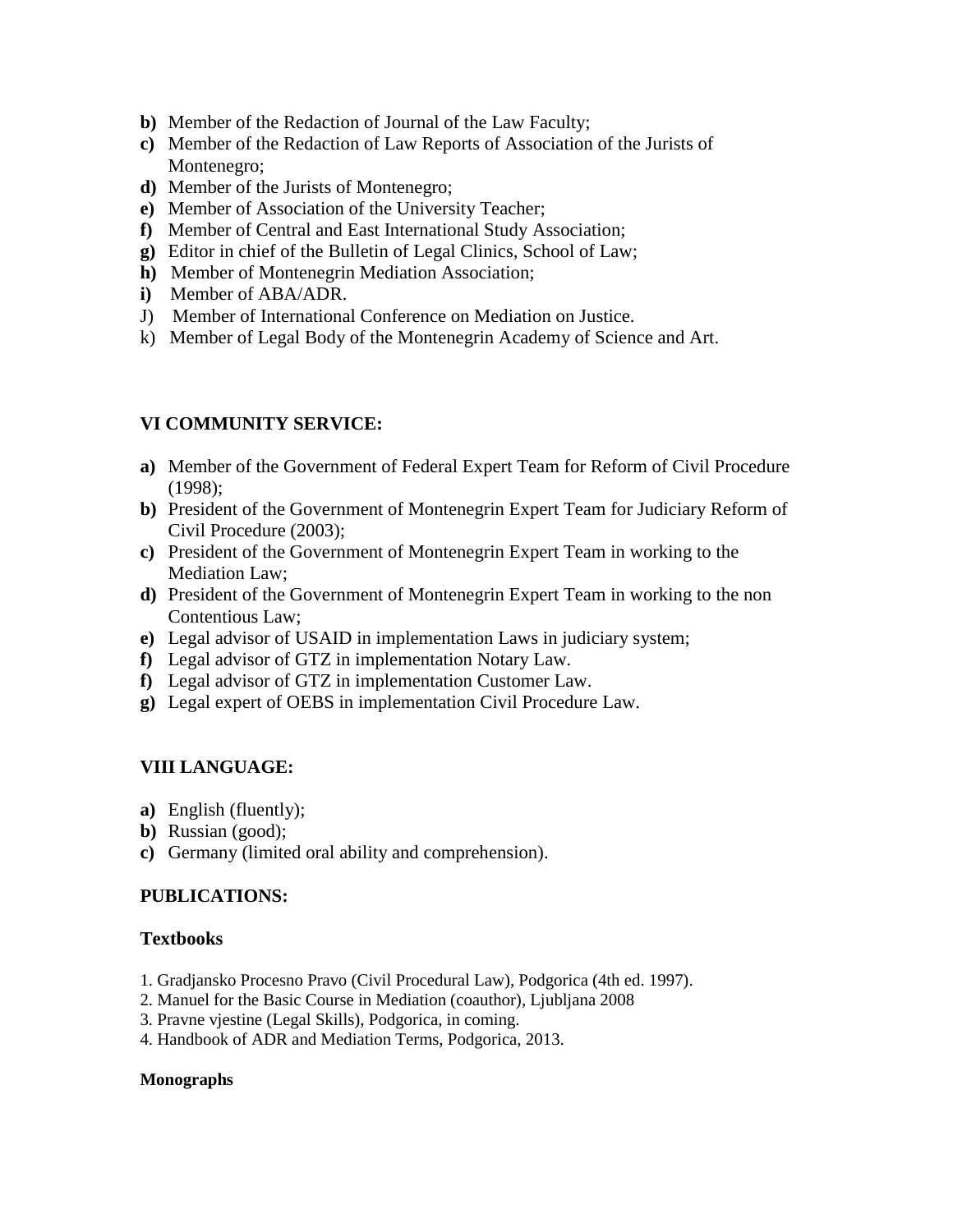- **b)** Member of the Redaction of Journal of the Law Faculty;
- **c)** Member of the Redaction of Law Reports of Association of the Jurists of Montenegro;
- **d)** Member of the Jurists of Montenegro;
- **e)** Member of Association of the University Teacher;
- **f)** Member of Central and East International Study Association;
- **g)** Editor in chief of the Bulletin of Legal Clinics, School of Law;
- **h)** Member of Montenegrin Mediation Association;
- **i)** Member of ABA/ADR.
- J) Member of International Conference on Mediation on Justice.
- k) Member of Legal Body of the Montenegrin Academy of Science and Art.

## VI COMMUNITY SERVICE:

- **a)** Member of the Government of Federal Expert Team for Reform of Civil Procedure (1998);
- **b)** President of the Government of Montenegrin Expert Team for Judiciary Reform of Civil Procedure (2003);
- **c)** President of the Government of Montenegrin Expert Team in working to the Mediation Law;
- **d)** President of the Government of Montenegrin Expert Team in working to the non Contentious Law;
- **e)** Legal advisor of USAID in implementation Laws in judiciary system;
- **f)** Legal advisor of GTZ in implementation Notary Law.
- **f)** Legal advisor of GTZ in implementation Customer Law.
- **g)** Legal expert of OEBS in implementation Civil Procedure Law.

## VIII LANGUAGE:

- **a)** English (fluently);
- **b)** Russian (good);
- **c)** Germany (limited oral ability and comprehension).

## PUBLICATIONS:

### Textbooks

1. Gradjansko Procesno Pravo (Civil Procedural Law), Podgorica (4th ed. 1997).
2. Manuel for the Basic Course in Mediation (coauthor), Ljubljana 2008
3. Pravne vjestine (Legal Skills), Podgorica, in coming.
4. Handbook of ADR and Mediation Terms, Podgorica, 2013.

#### Monographs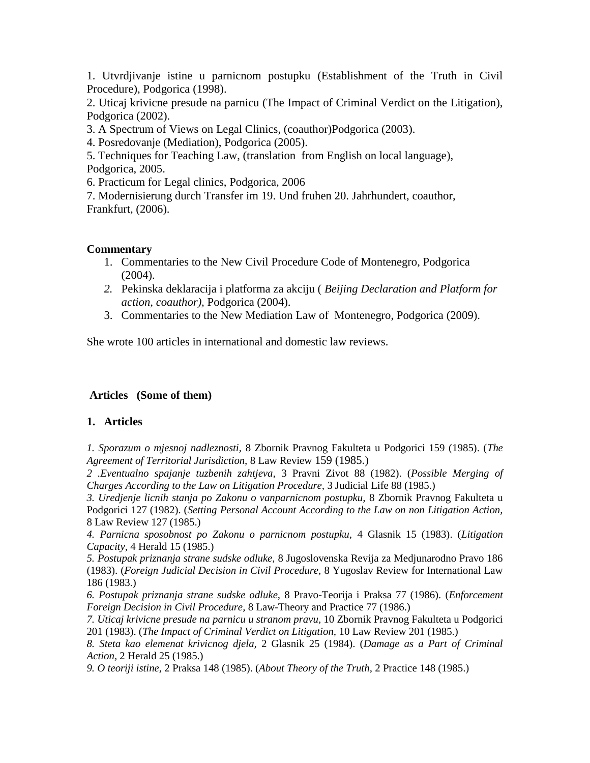1. Utvrdjivanje istine u parnicnom postupku (Establishment of the Truth in Civil Procedure), Podgorica (1998).
2. Uticaj krivicne presude na parnicu (The Impact of Criminal Verdict on the Litigation), Podgorica (2002).
3. A Spectrum of Views on Legal Clinics, (coauthor)Podgorica (2003).
4. Posredovanje (Mediation), Podgorica (2005).
5. Techniques for Teaching Law, (translation from English on local language), Podgorica, 2005.
6. Practicum for Legal clinics, Podgorica, 2006
7. Modernisierung durch Transfer im 19. Und fruhen 20. Jahrhundert, coauthor, Frankfurt, (2006).

**Commentary**

1. Commentaries to the New Civil Procedure Code of Montenegro, Podgorica (2004).
2. Pekinska deklaracija i platforma za akciju ( *Beijing Declaration and Platform for action, coauthor),* Podgorica (2004).
3. Commentaries to the New Mediation Law of Montenegro, Podgorica (2009).

She wrote 100 articles in international and domestic law reviews.

**Articles (Some of them)**

**1. Articles**

*1. Sporazum o mjesnoj nadleznosti,* 8 Zbornik Pravnog Fakulteta u Podgorici 159 (1985). (*The Agreement of Territorial Jurisdiction,* 8 Law Review 159 (1985.)

*2 .Eventualno spajanje tuzbenih zahtjeva,* 3 Pravni Zivot 88 (1982). (*Possible Merging of Charges According to the Law on Litigation Procedure,* 3 Judicial Life 88 (1985.)

*3. Uredjenje licnih stanja po Zakonu o vanparnicnom postupku,* 8 Zbornik Pravnog Fakulteta u Podgorici 127 (1982). (*Setting Personal Account According to the Law on non Litigation Action,* 8 Law Review 127 (1985.)

*4. Parnicna sposobnost po Zakonu o parnicnom postupku,* 4 Glasnik 15 (1983). (*Litigation Capacity,* 4 Herald 15 (1985.)

*5. Postupak priznanja strane sudske odluke,* 8 Jugoslovenska Revija za Medjunarodno Pravo 186 (1983). (*Foreign Judicial Decision in Civil Procedure,* 8 Yugoslav Review for International Law 186 (1983.)

*6. Postupak priznanja strane sudske odluke,* 8 Pravo-Teorija i Praksa 77 (1986). (*Enforcement Foreign Decision in Civil Procedure,* 8 Law-Theory and Practice 77 (1986.)

*7. Uticaj krivicne presude na parnicu u stranom pravu,* 10 Zbornik Pravnog Fakulteta u Podgorici 201 (1983). (*The Impact of Criminal Verdict on Litigation,* 10 Law Review 201 (1985.)

*8. Steta kao elemenat krivicnog djela,* 2 Glasnik 25 (1984). (*Damage as a Part of Criminal Action,* 2 Herald 25 (1985.)

*9. O teoriji istine,* 2 Praksa 148 (1985). (*About Theory of the Truth,* 2 Practice 148 (1985.)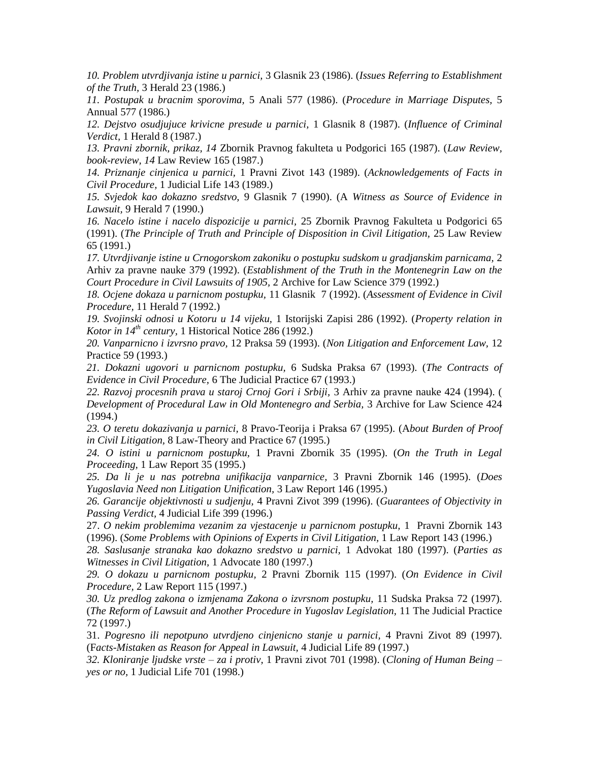*10. Problem utvrdjivanja istine u parnici,* 3 Glasnik 23 (1986). (*Issues Referring to Establishment of the Truth*, 3 Herald 23 (1986.)

*11. Postupak u bracnim sporovima,* 5 Anali 577 (1986). (*Procedure in Marriage Disputes,* 5 Annual 577 (1986.)

*12. Dejstvo osudjujuce krivicne presude u parnici*, 1 Glasnik 8 (1987). (*Influence of Criminal Verdict*, 1 Herald 8 (1987.)

*13. Pravni zbornik, prikaz, 14* Zbornik Pravnog fakulteta u Podgorici 165 (1987). (*Law Review, book-review, 14* Law Review 165 (1987.)

*14. Priznanje cinjenica u parnici,* 1 Pravni Zivot 143 (1989). (*Acknowledgements of Facts in Civil Procedure,* 1 Judicial Life 143 (1989.)

*15. Svjedok kao dokazno sredstvo,* 9 Glasnik 7 (1990). (A *Witness as Source of Evidence in Lawsuit,* 9 Herald 7 (1990.)

*16. Nacelo istine i nacelo dispozicije u parnici*, 25 Zbornik Pravnog Fakulteta u Podgorici 65 (1991). (*The Principle of Truth and Principle of Disposition in Civil Litigation,* 25 Law Review 65 (1991.)

*17. Utvrdjivanje istine u Crnogorskom zakoniku o postupku sudskom u gradjanskim parnicama*, 2 Arhiv za pravne nauke 379 (1992). (*Establishment of the Truth in the Montenegrin Law on the Court Procedure in Civil Lawsuits of 1905,* 2 Archive for Law Science 379 (1992.)

*18. Ocjene dokaza u parnicnom postupku*, 11 Glasnik 7 (1992). (*Assessment of Evidence in Civil Procedure,* 11 Herald 7 (1992.)

*19. Svojinski odnosi u Kotoru u 14 vijeku*, 1 Istorijski Zapisi 286 (1992). (*Property relation in Kotor in 14th century*, 1 Historical Notice 286 (1992.)

*20. Vanparnicno i izvrsno pravo,* 12 Praksa 59 (1993). (*Non Litigation and Enforcement Law,* 12 Practice 59 (1993.)

*21. Dokazni ugovori u parnicnom postupku*, 6 Sudska Praksa 67 (1993). (*The Contracts of Evidence in Civil Procedure*, 6 The Judicial Practice 67 (1993.)

*22. Razvoj procesnih prava u staroj Crnoj Gori i Srbiji*, 3 Arhiv za pravne nauke 424 (1994). ( *Development of Procedural Law in Old Montenegro and Serbia*, 3 Archive for Law Science 424 (1994.)

*23. O teretu dokazivanja u parnici,* 8 Pravo-Teorija i Praksa 67 (1995). (A*bout Burden of Proof in Civil Litigation,* 8 Law-Theory and Practice 67 (1995.)

*24. O istini u parnicnom postupku*, 1 Pravni Zbornik 35 (1995). (*On the Truth in Legal Proceeding,* 1 Law Report 35 (1995.)

*25. Da li je u nas potrebna unifikacija vanparnice,* 3 Pravni Zbornik 146 (1995). (*Does Yugoslavia Need non Litigation Unification*, 3 Law Report 146 (1995.)

*26. Garancije objektivnosti u sudjenju,* 4 Pravni Zivot 399 (1996). (*Guarantees of Objectivity in Passing Verdict,* 4 Judicial Life 399 (1996.)

27. *O nekim problemima vezanim za vjestacenje u parnicnom postupku,* 1 Pravni Zbornik 143 (1996). (*Some Problems with Opinions of Experts in Civil Litigation,* 1 Law Report 143 (1996.)

*28. Saslusanje stranaka kao dokazno sredstvo u parnici*, 1 Advokat 180 (1997). (*Parties as Witnesses in Civil Litigation,* 1 Advocate 180 (1997.)

*29. O dokazu u parnicnom postupku,* 2 Pravni Zbornik 115 (1997). (*On Evidence in Civil Procedure,* 2 Law Report 115 (1997.)

*30. Uz predlog zakona o izmjenama Zakona o izvrsnom postupku,* 11 Sudska Praksa 72 (1997). (*The Reform of Lawsuit and Another Procedure in Yugoslav Legislation,* 11 The Judicial Practice 72 (1997.)

31. *Pogresno ili nepotpuno utvrdjeno cinjenicno stanje u parnici*, 4 Pravni Zivot 89 (1997). (F*acts-Mistaken as Reason for Appeal in Lawsuit,* 4 Judicial Life 89 (1997.)

*32. Kloniranje ljudske vrste – za i protiv,* 1 Pravni zivot 701 (1998). (*Cloning of Human Being – yes or no,* 1 Judicial Life 701 (1998.)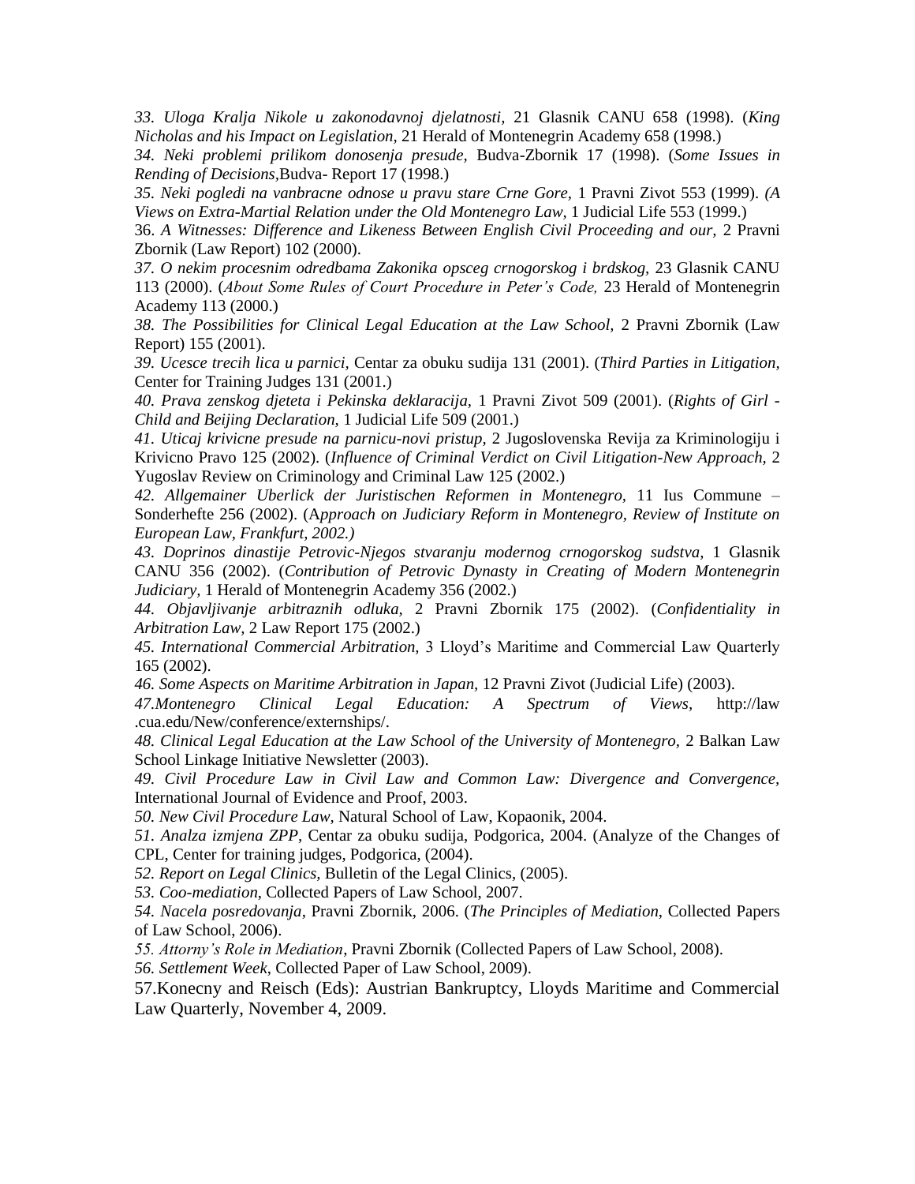*33. Uloga Kralja Nikole u zakonodavnoj djelatnosti,* 21 Glasnik CANU 658 (1998). (*King Nicholas and his Impact on Legislation,* 21 Herald of Montenegrin Academy 658 (1998.)

*34. Neki problemi prilikom donosenja presude,* Budva-Zbornik 17 (1998). (*Some Issues in Rending of Decisions,*Budva- Report 17 (1998.)

*35. Neki pogledi na vanbracne odnose u pravu stare Crne Gore,* 1 Pravni Zivot 553 (1999). *(A Views on Extra-Martial Relation under the Old Montenegro Law,* 1 Judicial Life 553 (1999.)

36. *A Witnesses: Difference and Likeness Between English Civil Proceeding and our,* 2 Pravni Zbornik (Law Report) 102 (2000).

*37. O nekim procesnim odredbama Zakonika opsceg crnogorskog i brdskog,* 23 Glasnik CANU 113 (2000). (*About Some Rules of Court Procedure in Peter's Code,* 23 Herald of Montenegrin Academy 113 (2000.)

*38. The Possibilities for Clinical Legal Education at the Law School,* 2 Pravni Zbornik (Law Report) 155 (2001).

*39. Ucesce trecih lica u parnici,* Centar za obuku sudija 131 (2001). (*Third Parties in Litigation,* Center for Training Judges 131 (2001.)

*40. Prava zenskog djeteta i Pekinska deklaracija,* 1 Pravni Zivot 509 (2001). (*Rights of Girl - Child and Beijing Declaration,* 1 Judicial Life 509 (2001.)

*41. Uticaj krivicne presude na parnicu-novi pristup,* 2 Jugoslovenska Revija za Kriminologiju i Krivicno Pravo 125 (2002). (*Influence of Criminal Verdict on Civil Litigation-New Approach,* 2 Yugoslav Review on Criminology and Criminal Law 125 (2002.)

*42. Allgemainer Uberlick der Juristischen Reformen in Montenegro,* 11 Ius Commune – Sonderhefte 256 (2002). (A*pproach on Judiciary Reform in Montenegro, Review of Institute on European Law, Frankfurt, 2002.)*

*43. Doprinos dinastije Petrovic-Njegos stvaranju modernog crnogorskog sudstva,* 1 Glasnik CANU 356 (2002). (*Contribution of Petrovic Dynasty in Creating of Modern Montenegrin Judiciary,* 1 Herald of Montenegrin Academy 356 (2002.)

*44. Objavljivanje arbitraznih odluka,* 2 Pravni Zbornik 175 (2002). (*Confidentiality in Arbitration Law,* 2 Law Report 175 (2002.)

*45. International Commercial Arbitration,* 3 Lloyd's Maritime and Commercial Law Quarterly 165 (2002).

*46. Some Aspects on Maritime Arbitration in Japan,* 12 Pravni Zivot (Judicial Life) (2003).

*47.Montenegro Clinical Legal Education: A Spectrum of Views,* http://law .cua.edu/New/conference/externships/.

*48. Clinical Legal Education at the Law School of the University of Montenegro,* 2 Balkan Law School Linkage Initiative Newsletter (2003).

*49. Civil Procedure Law in Civil Law and Common Law: Divergence and Convergence,* International Journal of Evidence and Proof, 2003.

*50. New Civil Procedure Law,* Natural School of Law, Kopaonik, 2004.

*51. Analza izmjena ZPP,* Centar za obuku sudija, Podgorica, 2004. (Analyze of the Changes of CPL, Center for training judges, Podgorica, (2004).

*52. Report on Legal Clinics,* Bulletin of the Legal Clinics, (2005).

*53. Coo-mediation*, Collected Papers of Law School, 2007.

*54. Nacela posredovanja*, Pravni Zbornik, 2006. (*The Principles of Mediation*, Collected Papers of Law School, 2006).

*55. Attorny's Role in Mediation*, Pravni Zbornik (Collected Papers of Law School, 2008).

*56. Settlement Week*, Collected Paper of Law School, 2009).

57.Konecny and Reisch (Eds): Austrian Bankruptcy, Lloyds Maritime and Commercial Law Quarterly, November 4, 2009.